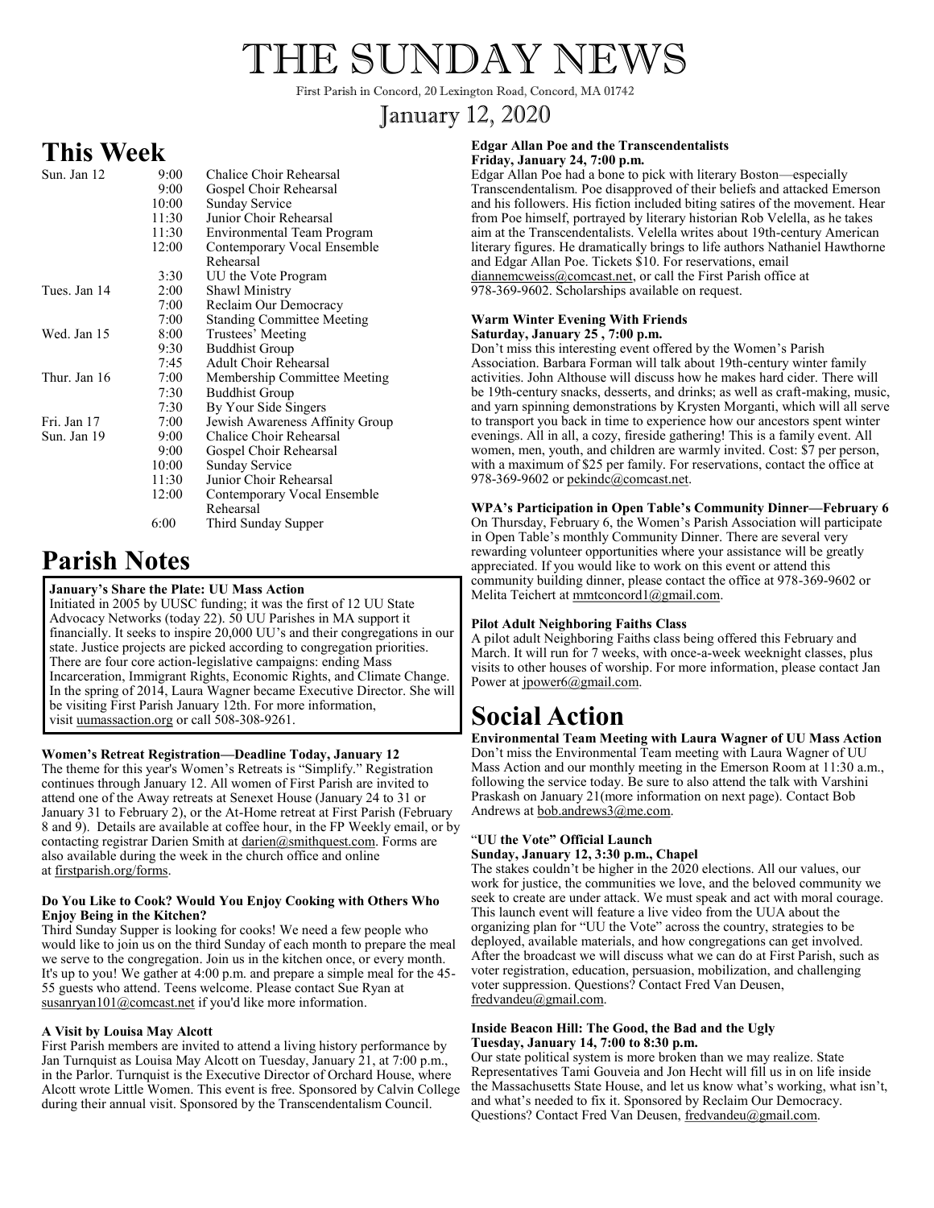# THE SUNDAY NEWS

First Parish in Concord, 20 Lexington Road, Concord, MA 01742

January 12, 2020

## This Week

| | | |
|---|---|---|
| Sun. Jan 12 | 9:00 | Chalice Choir Rehearsal |
| | 9:00 | Gospel Choir Rehearsal |
| | 10:00 | Sunday Service |
| | 11:30 | Junior Choir Rehearsal |
| | 11:30 | Environmental Team Program |
| | 12:00 | Contemporary Vocal Ensemble Rehearsal |
| | 3:30 | UU the Vote Program |
| Tues. Jan 14 | 2:00 | Shawl Ministry |
| | 7:00 | Reclaim Our Democracy |
| | 7:00 | Standing Committee Meeting |
| Wed. Jan 15 | 8:00 | Trustees' Meeting |
| | 9:30 | Buddhist Group |
| | 7:45 | Adult Choir Rehearsal |
| Thur. Jan 16 | 7:00 | Membership Committee Meeting |
| | 7:30 | Buddhist Group |
| | 7:30 | By Your Side Singers |
| Fri. Jan 17 | 7:00 | Jewish Awareness Affinity Group |
| Sun. Jan 19 | 9:00 | Chalice Choir Rehearsal |
| | 9:00 | Gospel Choir Rehearsal |
| | 10:00 | Sunday Service |
| | 11:30 | Junior Choir Rehearsal |
| | 12:00 | Contemporary Vocal Ensemble Rehearsal |
| | 6:00 | Third Sunday Supper |

## Parish Notes

**January's Share the Plate: UU Mass Action**
Initiated in 2005 by UUSC funding; it was the first of 12 UU State Advocacy Networks (today 22). 50 UU Parishes in MA support it financially. It seeks to inspire 20,000 UU's and their congregations in our state. Justice projects are picked according to congregation priorities. There are four core action-legislative campaigns: ending Mass Incarceration, Immigrant Rights, Economic Rights, and Climate Change. In the spring of 2014, Laura Wagner became Executive Director. She will be visiting First Parish January 12th. For more information, visit uumassaction.org or call 508-308-9261.

**Women's Retreat Registration—Deadline Today, January 12**
The theme for this year's Women's Retreats is "Simplify." Registration continues through January 12. All women of First Parish are invited to attend one of the Away retreats at Senexet House (January 24 to 31 or January 31 to February 2), or the At-Home retreat at First Parish (February 8 and 9). Details are available at coffee hour, in the FP Weekly email, or by contacting registrar Darien Smith at darien@smithquest.com. Forms are also available during the week in the church office and online at firstparish.org/forms.

**Do You Like to Cook? Would You Enjoy Cooking with Others Who Enjoy Being in the Kitchen?**
Third Sunday Supper is looking for cooks! We need a few people who would like to join us on the third Sunday of each month to prepare the meal we serve to the congregation. Join us in the kitchen once, or every month. It's up to you! We gather at 4:00 p.m. and prepare a simple meal for the 45-55 guests who attend. Teens welcome. Please contact Sue Ryan at susanryan101@comcast.net if you'd like more information.

**A Visit by Louisa May Alcott**
First Parish members are invited to attend a living history performance by Jan Turnquist as Louisa May Alcott on Tuesday, January 21, at 7:00 p.m., in the Parlor. Turnquist is the Executive Director of Orchard House, where Alcott wrote Little Women. This event is free. Sponsored by Calvin College during their annual visit. Sponsored by the Transcendentalism Council.

**Edgar Allan Poe and the Transcendentalists**
**Friday, January 24, 7:00 p.m.**
Edgar Allan Poe had a bone to pick with literary Boston—especially Transcendentalism. Poe disapproved of their beliefs and attacked Emerson and his followers. His fiction included biting satires of the movement. Hear from Poe himself, portrayed by literary historian Rob Velella, as he takes aim at the Transcendentalists. Velella writes about 19th-century American literary figures. He dramatically brings to life authors Nathaniel Hawthorne and Edgar Allan Poe. Tickets $10. For reservations, email diannemcweiss@comcast.net, or call the First Parish office at 978-369-9602. Scholarships available on request.

**Warm Winter Evening With Friends**
**Saturday, January 25 , 7:00 p.m.**
Don't miss this interesting event offered by the Women's Parish Association. Barbara Forman will talk about 19th-century winter family activities. John Althouse will discuss how he makes hard cider. There will be 19th-century snacks, desserts, and drinks; as well as craft-making, music, and yarn spinning demonstrations by Krysten Morganti, which will all serve to transport you back in time to experience how our ancestors spent winter evenings. All in all, a cozy, fireside gathering! This is a family event. All women, men, youth, and children are warmly invited. Cost: $7 per person, with a maximum of $25 per family. For reservations, contact the office at 978-369-9602 or pekindc@comcast.net.

**WPA's Participation in Open Table's Community Dinner—February 6**
On Thursday, February 6, the Women's Parish Association will participate in Open Table's monthly Community Dinner. There are several very rewarding volunteer opportunities where your assistance will be greatly appreciated. If you would like to work on this event or attend this community building dinner, please contact the office at 978-369-9602 or Melita Teichert at mmtconcord1@gmail.com.

**Pilot Adult Neighboring Faiths Class**
A pilot adult Neighboring Faiths class being offered this February and March. It will run for 7 weeks, with once-a-week weeknight classes, plus visits to other houses of worship. For more information, please contact Jan Power at jpower6@gmail.com.

## Social Action

**Environmental Team Meeting with Laura Wagner of UU Mass Action**
Don't miss the Environmental Team meeting with Laura Wagner of UU Mass Action and our monthly meeting in the Emerson Room at 11:30 a.m., following the service today. Be sure to also attend the talk with Varshini Praskash on January 21(more information on next page). Contact Bob Andrews at bob.andrews3@me.com.

**"UU the Vote" Official Launch**
**Sunday, January 12, 3:30 p.m., Chapel**
The stakes couldn't be higher in the 2020 elections. All our values, our work for justice, the communities we love, and the beloved community we seek to create are under attack. We must speak and act with moral courage. This launch event will feature a live video from the UUA about the organizing plan for "UU the Vote" across the country, strategies to be deployed, available materials, and how congregations can get involved. After the broadcast we will discuss what we can do at First Parish, such as voter registration, education, persuasion, mobilization, and challenging voter suppression. Questions? Contact Fred Van Deusen, fredvandeu@gmail.com.

**Inside Beacon Hill: The Good, the Bad and the Ugly**
**Tuesday, January 14, 7:00 to 8:30 p.m.**
Our state political system is more broken than we may realize. State Representatives Tami Gouveia and Jon Hecht will fill us in on life inside the Massachusetts State House, and let us know what's working, what isn't, and what's needed to fix it. Sponsored by Reclaim Our Democracy. Questions? Contact Fred Van Deusen, fredvandeu@gmail.com.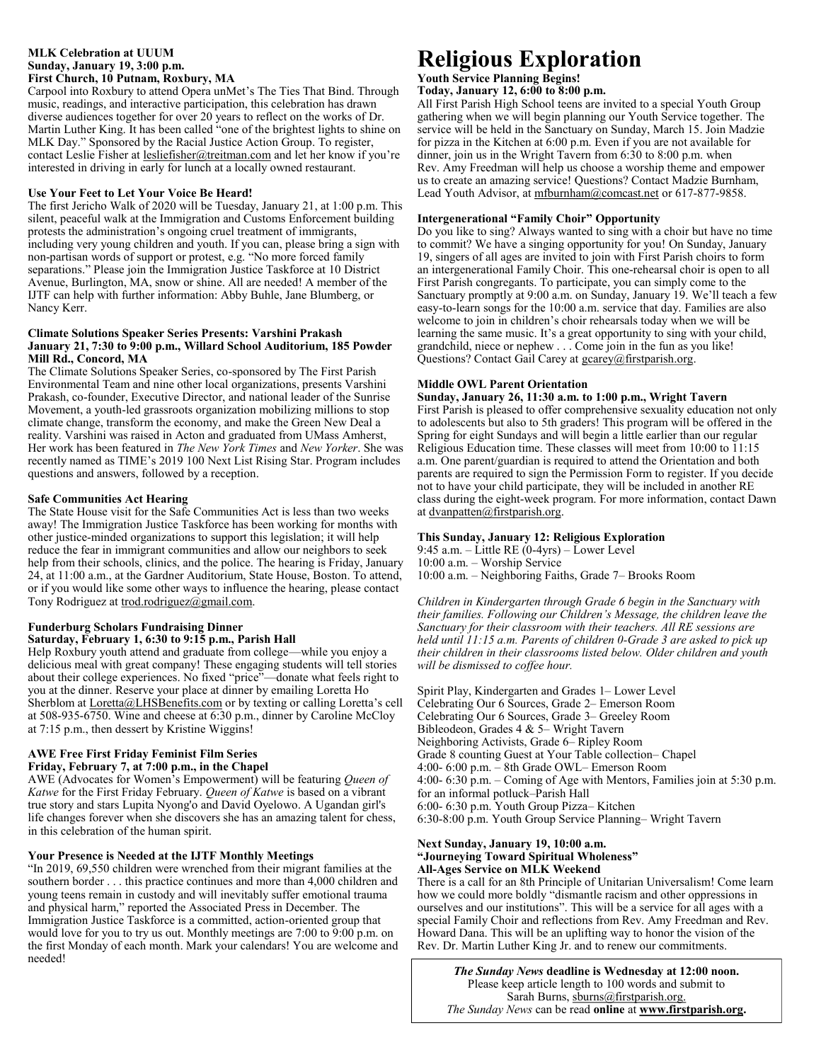**MLK Celebration at UUUM**
**Sunday, January 19, 3:00 p.m.**
**First Church, 10 Putnam, Roxbury, MA**

Carpool into Roxbury to attend Opera unMet's The Ties That Bind. Through music, readings, and interactive participation, this celebration has drawn diverse audiences together for over 20 years to reflect on the works of Dr. Martin Luther King. It has been called "one of the brightest lights to shine on MLK Day." Sponsored by the Racial Justice Action Group. To register, contact Leslie Fisher at lesliefisher@treitman.com and let her know if you're interested in driving in early for lunch at a locally owned restaurant.

**Use Your Feet to Let Your Voice Be Heard!**

The first Jericho Walk of 2020 will be Tuesday, January 21, at 1:00 p.m. This silent, peaceful walk at the Immigration and Customs Enforcement building protests the administration's ongoing cruel treatment of immigrants, including very young children and youth. If you can, please bring a sign with non-partisan words of support or protest, e.g. "No more forced family separations." Please join the Immigration Justice Taskforce at 10 District Avenue, Burlington, MA, snow or shine. All are needed! A member of the IJTF can help with further information: Abby Buhle, Jane Blumberg, or Nancy Kerr.

**Climate Solutions Speaker Series Presents: Varshini Prakash**
**January 21, 7:30 to 9:00 p.m., Willard School Auditorium, 185 Powder Mill Rd., Concord, MA**

The Climate Solutions Speaker Series, co-sponsored by The First Parish Environmental Team and nine other local organizations, presents Varshini Prakash, co-founder, Executive Director, and national leader of the Sunrise Movement, a youth-led grassroots organization mobilizing millions to stop climate change, transform the economy, and make the Green New Deal a reality. Varshini was raised in Acton and graduated from UMass Amherst, Her work has been featured in *The New York Times* and *New Yorker*. She was recently named as TIME's 2019 100 Next List Rising Star. Program includes questions and answers, followed by a reception.

**Safe Communities Act Hearing**

The State House visit for the Safe Communities Act is less than two weeks away! The Immigration Justice Taskforce has been working for months with other justice-minded organizations to support this legislation; it will help reduce the fear in immigrant communities and allow our neighbors to seek help from their schools, clinics, and the police. The hearing is Friday, January 24, at 11:00 a.m., at the Gardner Auditorium, State House, Boston. To attend, or if you would like some other ways to influence the hearing, please contact Tony Rodriguez at trod.rodriguez@gmail.com.

**Funderburg Scholars Fundraising Dinner**
**Saturday, February 1, 6:30 to 9:15 p.m., Parish Hall**

Help Roxbury youth attend and graduate from college—while you enjoy a delicious meal with great company! These engaging students will tell stories about their college experiences. No fixed "price"—donate what feels right to you at the dinner. Reserve your place at dinner by emailing Loretta Ho Sherblom at Loretta@LHSBenefits.com or by texting or calling Loretta's cell at 508-935-6750. Wine and cheese at 6:30 p.m., dinner by Caroline McCloy at 7:15 p.m., then dessert by Kristine Wiggins!

**AWE Free First Friday Feminist Film Series**
**Friday, February 7, at 7:00 p.m., in the Chapel**

AWE (Advocates for Women's Empowerment) will be featuring *Queen of Katwe* for the First Friday February. *Queen of Katwe* is based on a vibrant true story and stars Lupita Nyong'o and David Oyelowo. A Ugandan girl's life changes forever when she discovers she has an amazing talent for chess, in this celebration of the human spirit.

**Your Presence is Needed at the IJTF Monthly Meetings**

"In 2019, 69,550 children were wrenched from their migrant families at the southern border . . . this practice continues and more than 4,000 children and young teens remain in custody and will inevitably suffer emotional trauma and physical harm," reported the Associated Press in December. The Immigration Justice Taskforce is a committed, action-oriented group that would love for you to try us out. Monthly meetings are 7:00 to 9:00 p.m. on the first Monday of each month. Mark your calendars! You are welcome and needed!

# Religious Exploration

**Youth Service Planning Begins!**
**Today, January 12, 6:00 to 8:00 p.m.**

All First Parish High School teens are invited to a special Youth Group gathering when we will begin planning our Youth Service together. The service will be held in the Sanctuary on Sunday, March 15. Join Madzie for pizza in the Kitchen at 6:00 p.m. Even if you are not available for dinner, join us in the Wright Tavern from 6:30 to 8:00 p.m. when Rev. Amy Freedman will help us choose a worship theme and empower us to create an amazing service! Questions? Contact Madzie Burnham, Lead Youth Advisor, at mfburnham@comcast.net or 617-877-9858.

**Intergenerational "Family Choir" Opportunity**

Do you like to sing? Always wanted to sing with a choir but have no time to commit? We have a singing opportunity for you! On Sunday, January 19, singers of all ages are invited to join with First Parish choirs to form an intergenerational Family Choir. This one-rehearsal choir is open to all First Parish congregants. To participate, you can simply come to the Sanctuary promptly at 9:00 a.m. on Sunday, January 19. We'll teach a few easy-to-learn songs for the 10:00 a.m. service that day. Families are also welcome to join in children's choir rehearsals today when we will be learning the same music. It's a great opportunity to sing with your child, grandchild, niece or nephew . . . Come join in the fun as you like! Questions? Contact Gail Carey at gcarey@firstparish.org.

**Middle OWL Parent Orientation**
**Sunday, January 26, 11:30 a.m. to 1:00 p.m., Wright Tavern**

First Parish is pleased to offer comprehensive sexuality education not only to adolescents but also to 5th graders! This program will be offered in the Spring for eight Sundays and will begin a little earlier than our regular Religious Education time. These classes will meet from 10:00 to 11:15 a.m. One parent/guardian is required to attend the Orientation and both parents are required to sign the Permission Form to register. If you decide not to have your child participate, they will be included in another RE class during the eight-week program. For more information, contact Dawn at dvanpatten@firstparish.org.

**This Sunday, January 12: Religious Exploration**

9:45 a.m. – Little RE (0-4yrs) – Lower Level
10:00 a.m. – Worship Service
10:00 a.m. – Neighboring Faiths, Grade 7– Brooks Room

*Children in Kindergarten through Grade 6 begin in the Sanctuary with their families. Following our Children's Message, the children leave the Sanctuary for their classroom with their teachers. All RE sessions are held until 11:15 a.m. Parents of children 0-Grade 3 are asked to pick up their children in their classrooms listed below. Older children and youth will be dismissed to coffee hour.*

Spirit Play, Kindergarten and Grades 1– Lower Level
Celebrating Our 6 Sources, Grade 2– Emerson Room
Celebrating Our 6 Sources, Grade 3– Greeley Room
Bibleodeon, Grades 4 & 5– Wright Tavern
Neighboring Activists, Grade 6– Ripley Room
Grade 8 counting Guest at Your Table collection– Chapel
4:00- 6:00 p.m. – 8th Grade OWL– Emerson Room
4:00- 6:30 p.m. – Coming of Age with Mentors, Families join at 5:30 p.m. for an informal potluck–Parish Hall
6:00- 6:30 p.m. Youth Group Pizza– Kitchen
6:30-8:00 p.m. Youth Group Service Planning– Wright Tavern

**Next Sunday, January 19, 10:00 a.m.**
**"Journeying Toward Spiritual Wholeness"**
**All-Ages Service on MLK Weekend**

There is a call for an 8th Principle of Unitarian Universalism! Come learn how we could more boldly "dismantle racism and other oppressions in ourselves and our institutions". This will be a service for all ages with a special Family Choir and reflections from Rev. Amy Freedman and Rev. Howard Dana. This will be an uplifting way to honor the vision of the Rev. Dr. Martin Luther King Jr. and to renew our commitments.

***The Sunday News*** **deadline is Wednesday at 12:00 noon.**
Please keep article length to 100 words and submit to Sarah Burns, sburns@firstparish.org.
*The Sunday News* can be read **online** at **www.firstparish.org.**